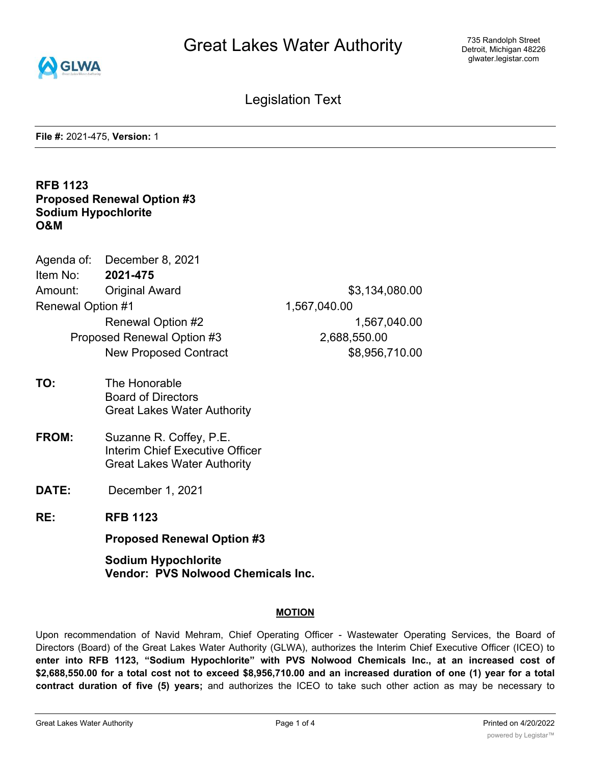# Great Lakes Water Authority

735 Randolph Street
Detroit, Michigan 48226
glwater.legistar.com

## Legislation Text

**File #:** 2021-475, **Version:** 1

**RFB 1123**
**Proposed Renewal Option #3**
**Sodium Hypochlorite**
**O&M**

| | | |
|---|---|---|
| Agenda of: | December 8, 2021 | |
| Item No: | **2021-475** | |
| Amount: | Original Award | $3,134,080.00 |
| | Renewal Option #1 | 1,567,040.00 |
| | Renewal Option #2 | 1,567,040.00 |
| | Proposed Renewal Option #3 | 2,688,550.00 |
| | New Proposed Contract | $8,956,710.00 |

**TO:** The Honorable
Board of Directors
Great Lakes Water Authority

**FROM:** Suzanne R. Coffey, P.E.
Interim Chief Executive Officer
Great Lakes Water Authority

**DATE:** December 1, 2021

**RE:** **RFB 1123**

**Proposed Renewal Option #3**

**Sodium Hypochlorite**
**Vendor: PVS Nolwood Chemicals Inc.**

### MOTION

Upon recommendation of Navid Mehram, Chief Operating Officer - Wastewater Operating Services, the Board of Directors (Board) of the Great Lakes Water Authority (GLWA), authorizes the Interim Chief Executive Officer (ICEO) to **enter into RFB 1123, "Sodium Hypochlorite" with PVS Nolwood Chemicals Inc., at an increased cost of $2,688,550.00 for a total cost not to exceed $8,956,710.00 and an increased duration of one (1) year for a total contract duration of five (5) years;** and authorizes the ICEO to take such other action as may be necessary to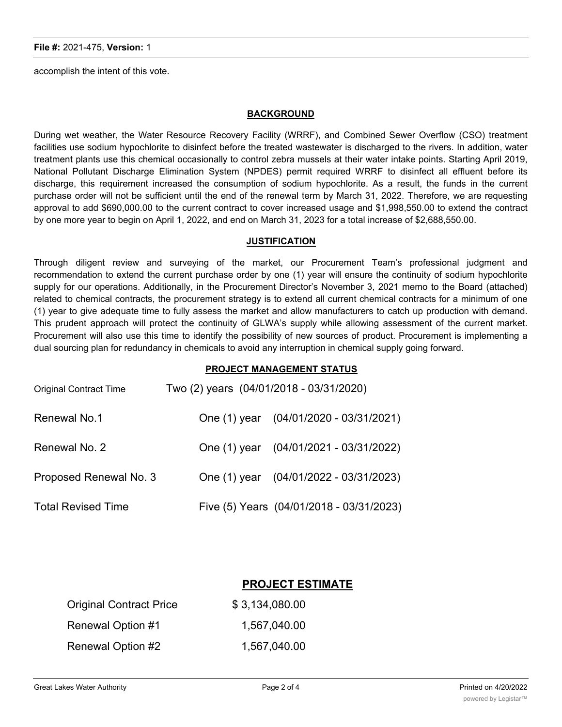accomplish the intent of this vote.

## BACKGROUND

During wet weather, the Water Resource Recovery Facility (WRRF), and Combined Sewer Overflow (CSO) treatment facilities use sodium hypochlorite to disinfect before the treated wastewater is discharged to the rivers. In addition, water treatment plants use this chemical occasionally to control zebra mussels at their water intake points. Starting April 2019, National Pollutant Discharge Elimination System (NPDES) permit required WRRF to disinfect all effluent before its discharge, this requirement increased the consumption of sodium hypochlorite. As a result, the funds in the current purchase order will not be sufficient until the end of the renewal term by March 31, 2022. Therefore, we are requesting approval to add $690,000.00 to the current contract to cover increased usage and $1,998,550.00 to extend the contract by one more year to begin on April 1, 2022, and end on March 31, 2023 for a total increase of $2,688,550.00.

## JUSTIFICATION

Through diligent review and surveying of the market, our Procurement Team's professional judgment and recommendation to extend the current purchase order by one (1) year will ensure the continuity of sodium hypochlorite supply for our operations. Additionally, in the Procurement Director's November 3, 2021 memo to the Board (attached) related to chemical contracts, the procurement strategy is to extend all current chemical contracts for a minimum of one (1) year to give adequate time to fully assess the market and allow manufacturers to catch up production with demand. This prudent approach will protect the continuity of GLWA's supply while allowing assessment of the current market. Procurement will also use this time to identify the possibility of new sources of product. Procurement is implementing a dual sourcing plan for redundancy in chemicals to avoid any interruption in chemical supply going forward.

## PROJECT MANAGEMENT STATUS

| | | |
|---|---|---|
| Original Contract Time | Two (2) years | (04/01/2018 - 03/31/2020) |
| Renewal No.1 | One (1) year | (04/01/2020 - 03/31/2021) |
| Renewal No. 2 | One (1) year | (04/01/2021 - 03/31/2022) |
| Proposed Renewal No. 3 | One (1) year | (04/01/2022 - 03/31/2023) |
| Total Revised Time | Five (5) Years | (04/01/2018 - 03/31/2023) |

## PROJECT ESTIMATE

| | |
|---|---|
| Original Contract Price | $ 3,134,080.00 |
| Renewal Option #1 | 1,567,040.00 |
| Renewal Option #2 | 1,567,040.00 |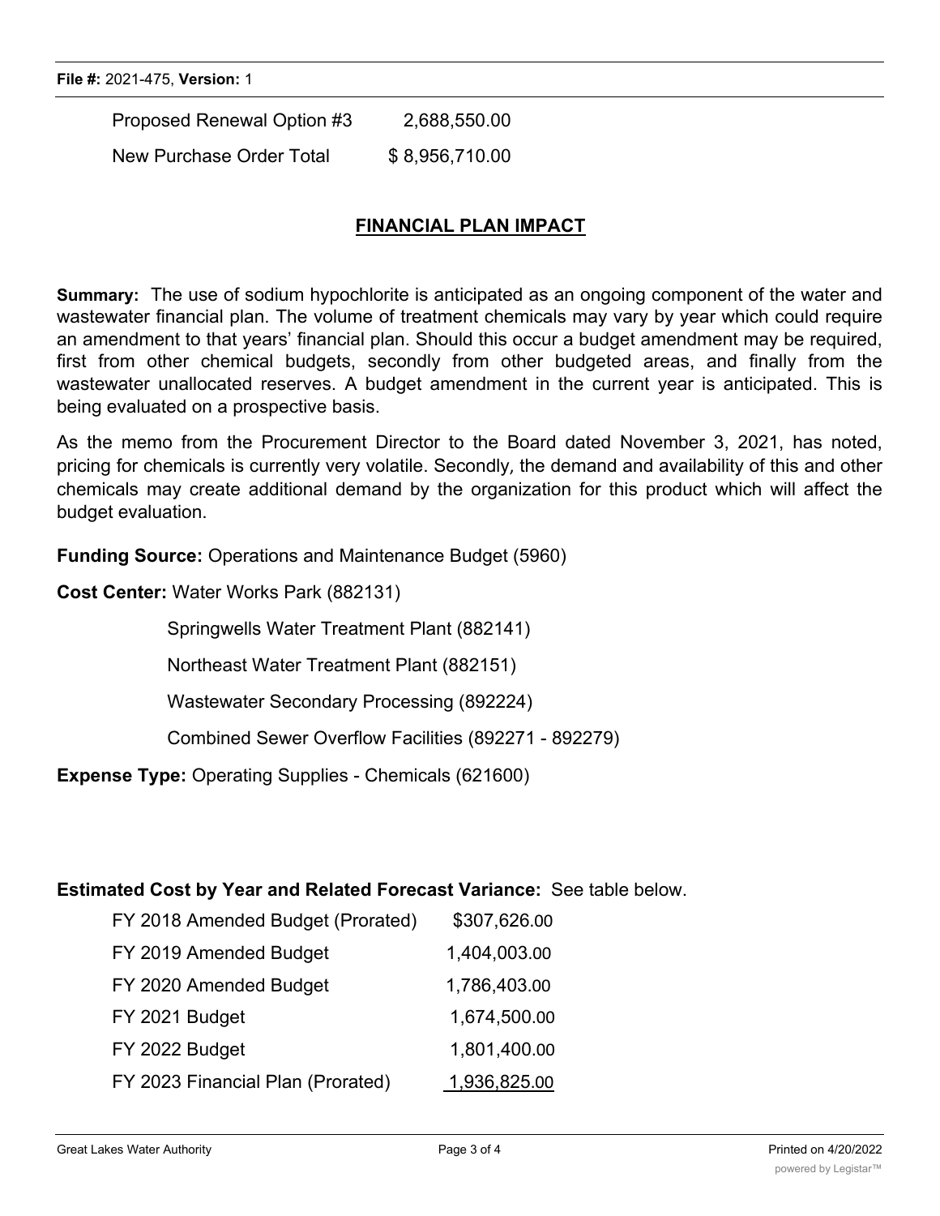| | |
|---|---|
| Proposed Renewal Option #3 | 2,688,550.00 |
| New Purchase Order Total | $ 8,956,710.00 |

## FINANCIAL PLAN IMPACT

**Summary:** The use of sodium hypochlorite is anticipated as an ongoing component of the water and wastewater financial plan. The volume of treatment chemicals may vary by year which could require an amendment to that years' financial plan. Should this occur a budget amendment may be required, first from other chemical budgets, secondly from other budgeted areas, and finally from the wastewater unallocated reserves. A budget amendment in the current year is anticipated. This is being evaluated on a prospective basis.

As the memo from the Procurement Director to the Board dated November 3, 2021, has noted, pricing for chemicals is currently very volatile. Secondly, the demand and availability of this and other chemicals may create additional demand by the organization for this product which will affect the budget evaluation.

**Funding Source:** Operations and Maintenance Budget (5960)

**Cost Center:** Water Works Park (882131)

Springwells Water Treatment Plant (882141)

Northeast Water Treatment Plant (882151)

Wastewater Secondary Processing (892224)

Combined Sewer Overflow Facilities (892271 - 892279)

**Expense Type:** Operating Supplies - Chemicals (621600)

**Estimated Cost by Year and Related Forecast Variance:** See table below.

| | |
|---|---|
| FY 2018 Amended Budget (Prorated) | $307,626.00 |
| FY 2019 Amended Budget | 1,404,003.00 |
| FY 2020 Amended Budget | 1,786,403.00 |
| FY 2021 Budget | 1,674,500.00 |
| FY 2022 Budget | 1,801,400.00 |
| FY 2023 Financial Plan (Prorated) | 1,936,825.00 |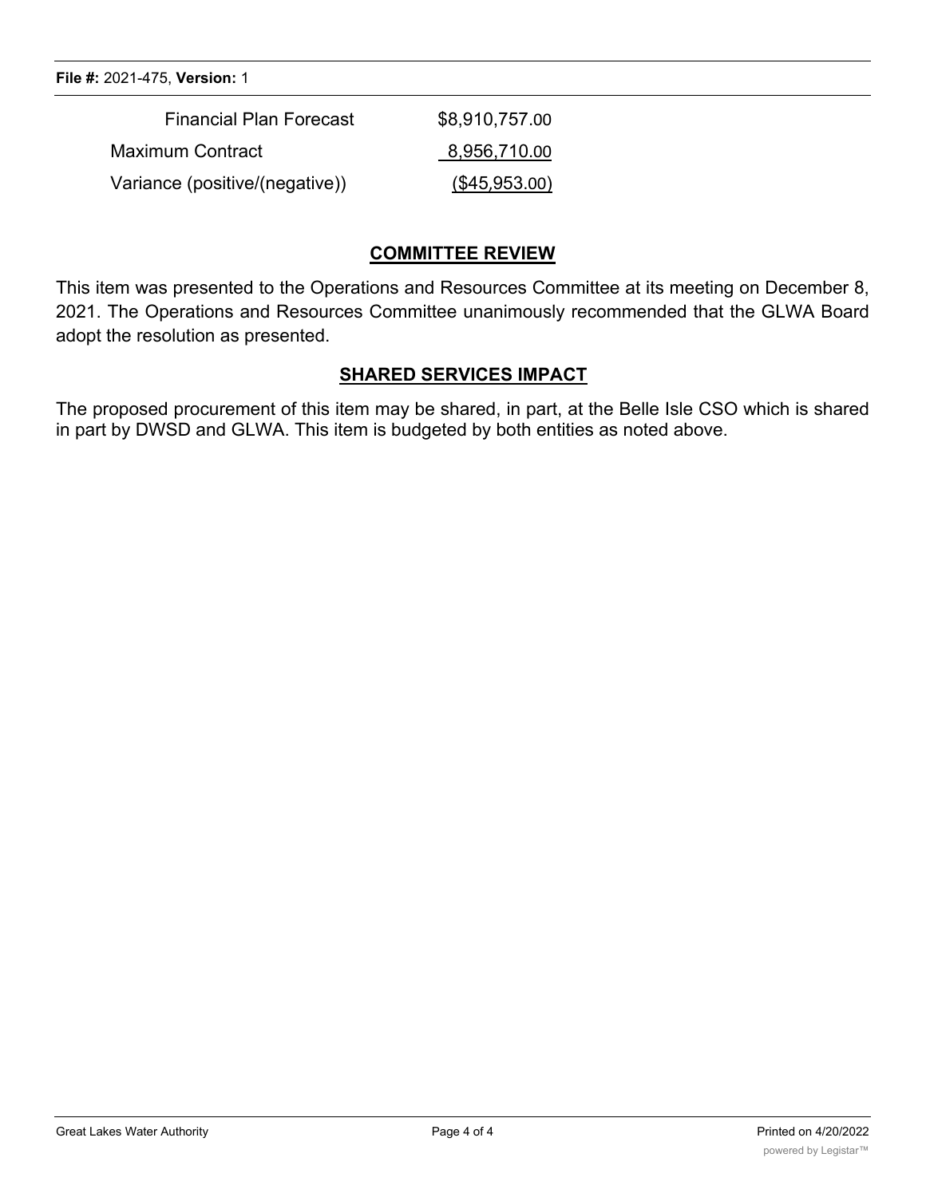| | |
|---|---|
| Financial Plan Forecast | $8,910,757.00 |
| Maximum Contract | 8,956,710.00 |
| Variance (positive/(negative)) | ($45,953.00) |

## COMMITTEE REVIEW

This item was presented to the Operations and Resources Committee at its meeting on December 8, 2021. The Operations and Resources Committee unanimously recommended that the GLWA Board adopt the resolution as presented.

## SHARED SERVICES IMPACT

The proposed procurement of this item may be shared, in part, at the Belle Isle CSO which is shared in part by DWSD and GLWA. This item is budgeted by both entities as noted above.